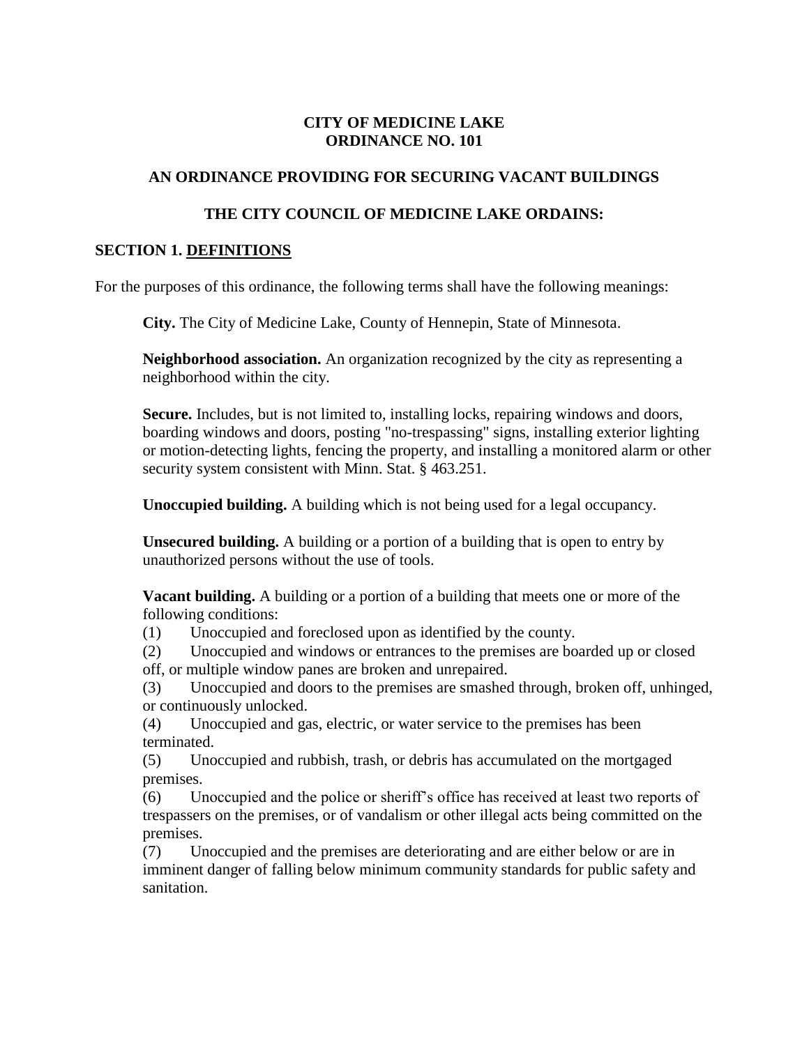# CITY OF MEDICINE LAKE
# ORDINANCE NO. 101

## AN ORDINANCE PROVIDING FOR SECURING VACANT BUILDINGS

## THE CITY COUNCIL OF MEDICINE LAKE ORDAINS:

### SECTION 1. DEFINITIONS

For the purposes of this ordinance, the following terms shall have the following meanings:

**City.** The City of Medicine Lake, County of Hennepin, State of Minnesota.

**Neighborhood association.** An organization recognized by the city as representing a neighborhood within the city.

**Secure.** Includes, but is not limited to, installing locks, repairing windows and doors, boarding windows and doors, posting "no-trespassing" signs, installing exterior lighting or motion-detecting lights, fencing the property, and installing a monitored alarm or other security system consistent with Minn. Stat. § 463.251.

**Unoccupied building.** A building which is not being used for a legal occupancy.

**Unsecured building.** A building or a portion of a building that is open to entry by unauthorized persons without the use of tools.

**Vacant building.** A building or a portion of a building that meets one or more of the following conditions:

(1) Unoccupied and foreclosed upon as identified by the county.

(2) Unoccupied and windows or entrances to the premises are boarded up or closed off, or multiple window panes are broken and unrepaired.

(3) Unoccupied and doors to the premises are smashed through, broken off, unhinged, or continuously unlocked.

(4) Unoccupied and gas, electric, or water service to the premises has been terminated.

(5) Unoccupied and rubbish, trash, or debris has accumulated on the mortgaged premises.

(6) Unoccupied and the police or sheriff's office has received at least two reports of trespassers on the premises, or of vandalism or other illegal acts being committed on the premises.

(7) Unoccupied and the premises are deteriorating and are either below or are in imminent danger of falling below minimum community standards for public safety and sanitation.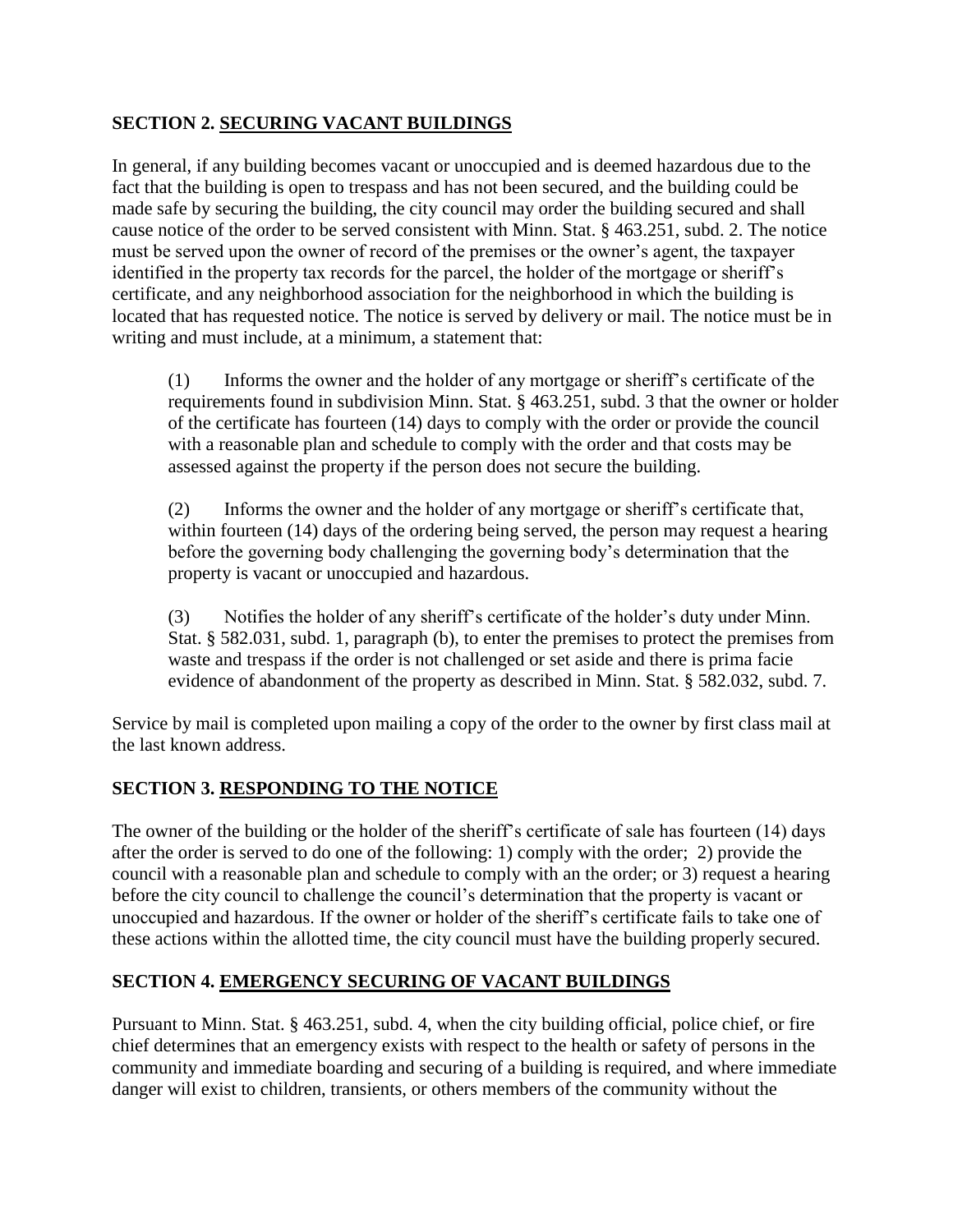## SECTION 2. <u>SECURING VACANT BUILDINGS</u>

In general, if any building becomes vacant or unoccupied and is deemed hazardous due to the fact that the building is open to trespass and has not been secured, and the building could be made safe by securing the building, the city council may order the building secured and shall cause notice of the order to be served consistent with Minn. Stat. § 463.251, subd. 2. The notice must be served upon the owner of record of the premises or the owner's agent, the taxpayer identified in the property tax records for the parcel, the holder of the mortgage or sheriff's certificate, and any neighborhood association for the neighborhood in which the building is located that has requested notice. The notice is served by delivery or mail. The notice must be in writing and must include, at a minimum, a statement that:

(1) Informs the owner and the holder of any mortgage or sheriff's certificate of the requirements found in subdivision Minn. Stat. § 463.251, subd. 3 that the owner or holder of the certificate has fourteen (14) days to comply with the order or provide the council with a reasonable plan and schedule to comply with the order and that costs may be assessed against the property if the person does not secure the building.

(2) Informs the owner and the holder of any mortgage or sheriff's certificate that, within fourteen (14) days of the ordering being served, the person may request a hearing before the governing body challenging the governing body's determination that the property is vacant or unoccupied and hazardous.

(3) Notifies the holder of any sheriff's certificate of the holder's duty under Minn. Stat. § 582.031, subd. 1, paragraph (b), to enter the premises to protect the premises from waste and trespass if the order is not challenged or set aside and there is prima facie evidence of abandonment of the property as described in Minn. Stat. § 582.032, subd. 7.

Service by mail is completed upon mailing a copy of the order to the owner by first class mail at the last known address.

## SECTION 3. <u>RESPONDING TO THE NOTICE</u>

The owner of the building or the holder of the sheriff's certificate of sale has fourteen (14) days after the order is served to do one of the following: 1) comply with the order; 2) provide the council with a reasonable plan and schedule to comply with an the order; or 3) request a hearing before the city council to challenge the council's determination that the property is vacant or unoccupied and hazardous. If the owner or holder of the sheriff's certificate fails to take one of these actions within the allotted time, the city council must have the building properly secured.

## SECTION 4. <u>EMERGENCY SECURING OF VACANT BUILDINGS</u>

Pursuant to Minn. Stat. § 463.251, subd. 4, when the city building official, police chief, or fire chief determines that an emergency exists with respect to the health or safety of persons in the community and immediate boarding and securing of a building is required, and where immediate danger will exist to children, transients, or others members of the community without the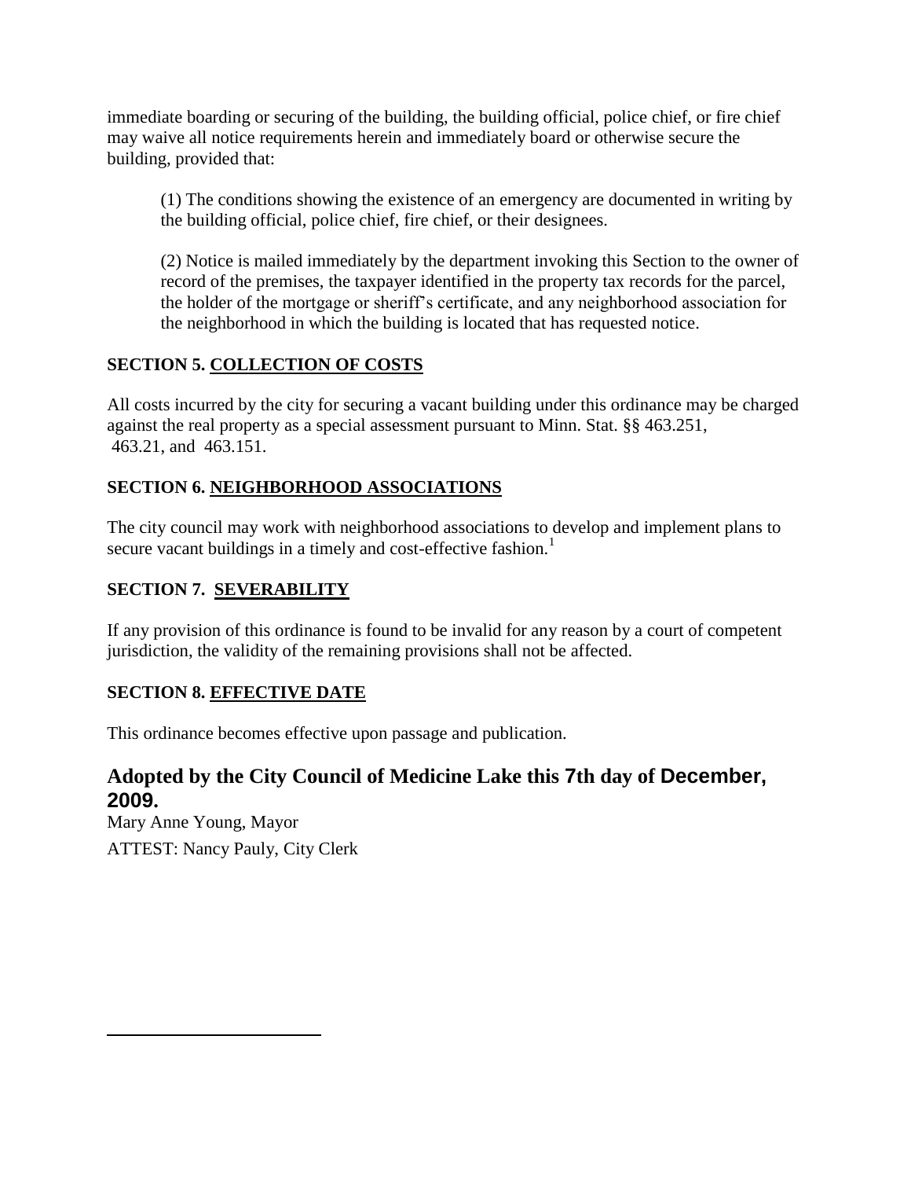immediate boarding or securing of the building, the building official, police chief, or fire chief may waive all notice requirements herein and immediately board or otherwise secure the building, provided that:

(1) The conditions showing the existence of an emergency are documented in writing by the building official, police chief, fire chief, or their designees.

(2) Notice is mailed immediately by the department invoking this Section to the owner of record of the premises, the taxpayer identified in the property tax records for the parcel, the holder of the mortgage or sheriff's certificate, and any neighborhood association for the neighborhood in which the building is located that has requested notice.

**SECTION 5. COLLECTION OF COSTS**

All costs incurred by the city for securing a vacant building under this ordinance may be charged against the real property as a special assessment pursuant to Minn. Stat. §§ 463.251, 463.21, and 463.151.

**SECTION 6. NEIGHBORHOOD ASSOCIATIONS**

The city council may work with neighborhood associations to develop and implement plans to secure vacant buildings in a timely and cost-effective fashion.[1]

**SECTION 7. SEVERABILITY**

If any provision of this ordinance is found to be invalid for any reason by a court of competent jurisdiction, the validity of the remaining provisions shall not be affected.

**SECTION 8. EFFECTIVE DATE**

This ordinance becomes effective upon passage and publication.

## Adopted by the City Council of Medicine Lake this 7th day of December, 2009.

Mary Anne Young, Mayor

ATTEST: Nancy Pauly, City Clerk